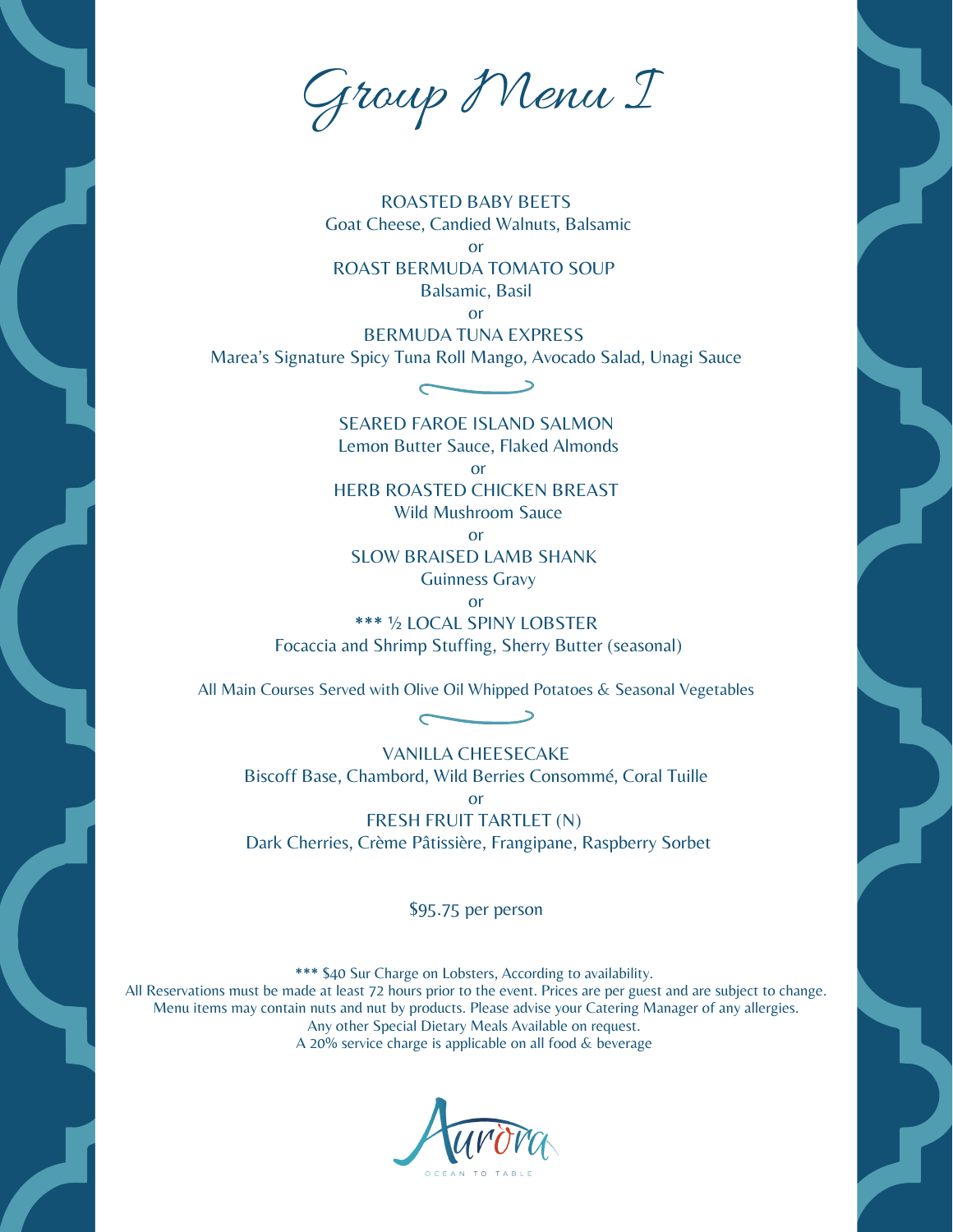# Group Menu I

ROASTED BABY BEETS
Goat Cheese, Candied Walnuts, Balsamic

or

ROAST BERMUDA TOMATO SOUP
Balsamic, Basil

or

BERMUDA TUNA EXPRESS
Marea's Signature Spicy Tuna Roll Mango, Avocado Salad, Unagi Sauce

SEARED FAROE ISLAND SALMON
Lemon Butter Sauce, Flaked Almonds

or

HERB ROASTED CHICKEN BREAST
Wild Mushroom Sauce

or

SLOW BRAISED LAMB SHANK
Guinness Gravy

or

*** ½ LOCAL SPINY LOBSTER
Focaccia and Shrimp Stuffing, Sherry Butter (seasonal)

All Main Courses Served with Olive Oil Whipped Potatoes & Seasonal Vegetables

VANILLA CHEESECAKE
Biscoff Base, Chambord, Wild Berries Consommé, Coral Tuille

or

FRESH FRUIT TARTLET (N)
Dark Cherries, Crème Pâtissière, Frangipane, Raspberry Sorbet

$95.75 per person

*** $40 Sur Charge on Lobsters, According to availability.
All Reservations must be made at least 72 hours prior to the event. Prices are per guest and are subject to change.
Menu items may contain nuts and nut by products. Please advise your Catering Manager of any allergies.
Any other Special Dietary Meals Available on request.
A 20% service charge is applicable on all food & beverage

Auròra
OCEAN TO TABLE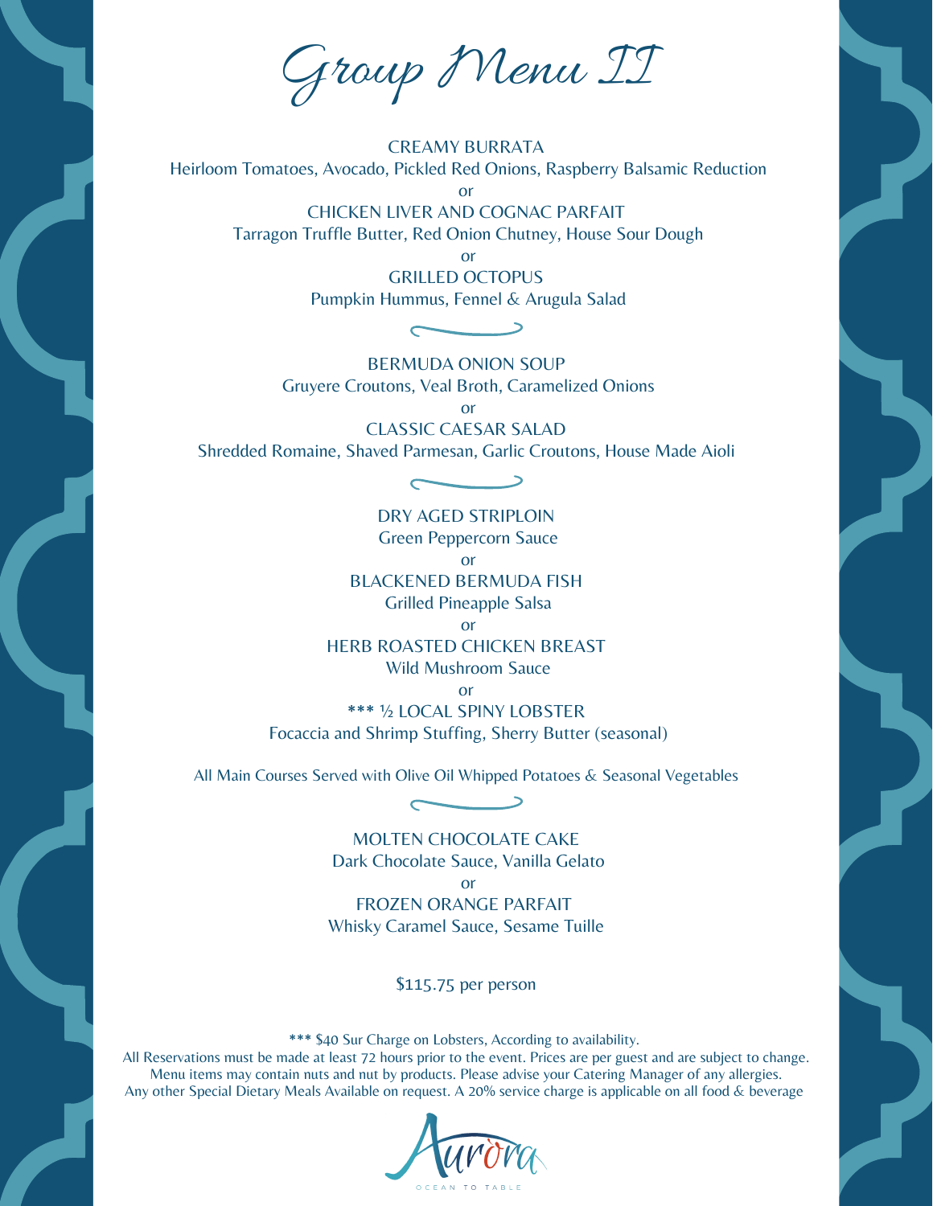# Group Menu II

CREAMY BURRATA
Heirloom Tomatoes, Avocado, Pickled Red Onions, Raspberry Balsamic Reduction

or

CHICKEN LIVER AND COGNAC PARFAIT
Tarragon Truffle Butter, Red Onion Chutney, House Sour Dough

or

GRILLED OCTOPUS
Pumpkin Hummus, Fennel & Arugula Salad

---

BERMUDA ONION SOUP
Gruyere Croutons, Veal Broth, Caramelized Onions

or

CLASSIC CAESAR SALAD
Shredded Romaine, Shaved Parmesan, Garlic Croutons, House Made Aioli

---

DRY AGED STRIPLOIN
Green Peppercorn Sauce

or

BLACKENED BERMUDA FISH
Grilled Pineapple Salsa

or

HERB ROASTED CHICKEN BREAST
Wild Mushroom Sauce

or

*** ½ LOCAL SPINY LOBSTER
Focaccia and Shrimp Stuffing, Sherry Butter (seasonal)

All Main Courses Served with Olive Oil Whipped Potatoes & Seasonal Vegetables

---

MOLTEN CHOCOLATE CAKE
Dark Chocolate Sauce, Vanilla Gelato

or

FROZEN ORANGE PARFAIT
Whisky Caramel Sauce, Sesame Tuille

$115.75 per person

*** $40 Sur Charge on Lobsters, According to availability.
All Reservations must be made at least 72 hours prior to the event. Prices are per guest and are subject to change.
Menu items may contain nuts and nut by products. Please advise your Catering Manager of any allergies.
Any other Special Dietary Meals Available on request. A 20% service charge is applicable on all food & beverage

Aurora
OCEAN TO TABLE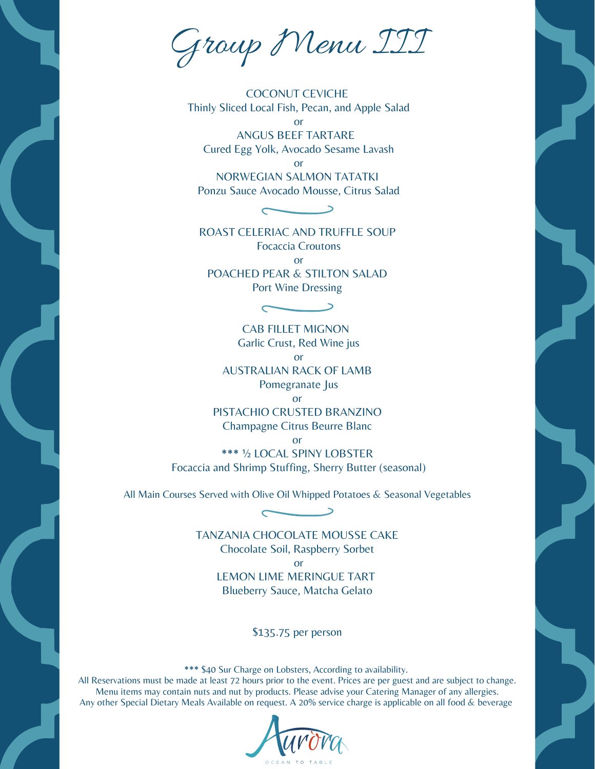# Group Menu III

COCONUT CEVICHE
Thinly Sliced Local Fish, Pecan, and Apple Salad
or
ANGUS BEEF TARTARE
Cured Egg Yolk, Avocado Sesame Lavash
or
NORWEGIAN SALMON TATATKI
Ponzu Sauce Avocado Mousse, Citrus Salad

ROAST CELERIAC AND TRUFFLE SOUP
Focaccia Croutons
or
POACHED PEAR & STILTON SALAD
Port Wine Dressing

CAB FILLET MIGNON
Garlic Crust, Red Wine jus
or
AUSTRALIAN RACK OF LAMB
Pomegranate Jus
or
PISTACHIO CRUSTED BRANZINO
Champagne Citrus Beurre Blanc
or
*** ½ LOCAL SPINY LOBSTER
Focaccia and Shrimp Stuffing, Sherry Butter (seasonal)

All Main Courses Served with Olive Oil Whipped Potatoes & Seasonal Vegetables

TANZANIA CHOCOLATE MOUSSE CAKE
Chocolate Soil, Raspberry Sorbet
or
LEMON LIME MERINGUE TART
Blueberry Sauce, Matcha Gelato

$135.75 per person

*** $40 Sur Charge on Lobsters, According to availability.
All Reservations must be made at least 72 hours prior to the event. Prices are per guest and are subject to change.
Menu items may contain nuts and nut by products. Please advise your Catering Manager of any allergies.
Any other Special Dietary Meals Available on request. A 20% service charge is applicable on all food & beverage

Auròra
OCEAN TO TABLE